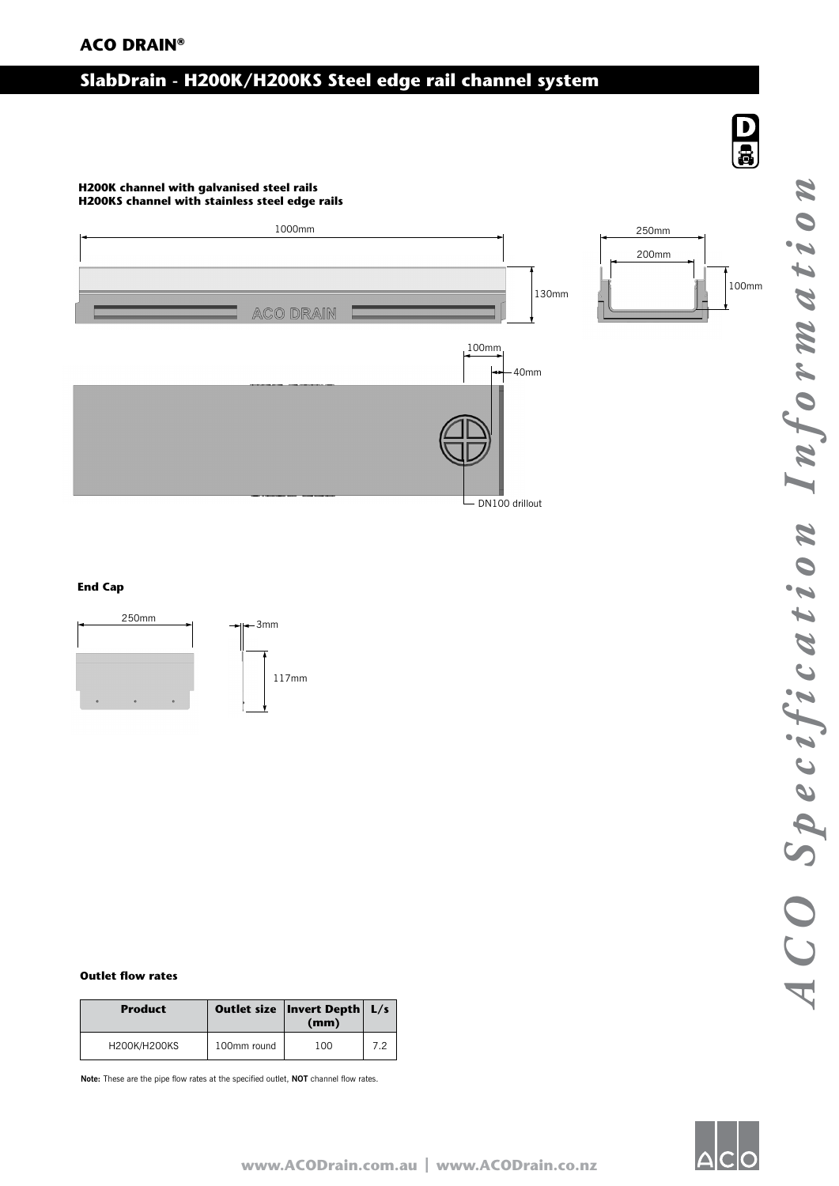**ACO DRAIN®**

# SlabDrain - H200K/H200KS Steel edge rail channel system

**H200K channel with galvanised steel rails**
**H200KS channel with stainless steel edge rails**

1000mm

130mm

250mm

200mm

100mm

100mm

40mm

DN100 drillout

### End Cap

250mm

3mm

117mm

### Outlet flow rates

| Product | Outlet size | Invert Depth (mm) | L/s |
|---|---|---|---|
| H200K/H200KS | 100mm round | 100 | 7.2 |

**Note:** These are the pipe flow rates at the specified outlet, **NOT** channel flow rates.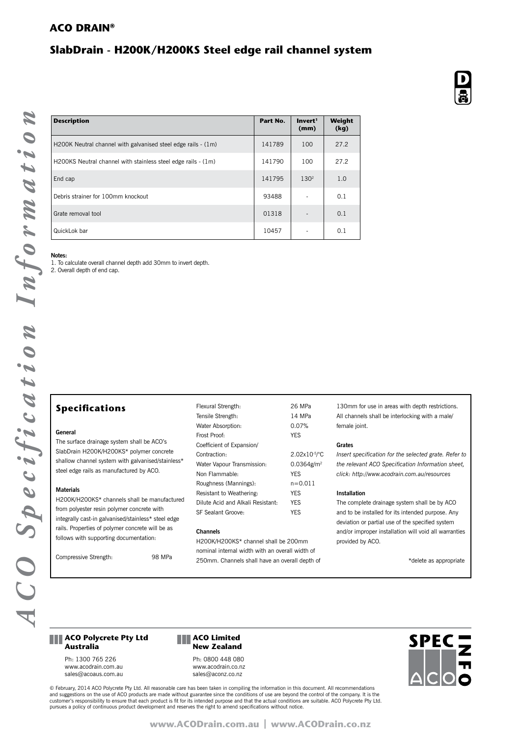**ACO DRAIN®**

# SlabDrain - H200K/H200KS Steel edge rail channel system

| Description | Part No. | Invert[1] (mm) | Weight (kg) |
|---|---|---|---|
| H200K Neutral channel with galvanised steel edge rails - (1m) | 141789 | 100 | 27.2 |
| H200KS Neutral channel with stainless steel edge rails - (1m) | 141790 | 100 | 27.2 |
| End cap | 141795 | 130[2] | 1.0 |
| Debris strainer for 100mm knockout | 93488 | - | 0.1 |
| Grate removal tool | 01318 | - | 0.1 |
| QuickLok bar | 10457 | - | 0.1 |

**Notes:**
1. To calculate overall channel depth add 30mm to invert depth.
2. Overall depth of end cap.

## Specifications

**General**

The surface drainage system shall be ACO's SlabDrain H200K/H200KS* polymer concrete shallow channel system with galvanised/stainless* steel edge rails as manufactured by ACO.

**Materials**

H200K/H200KS* channels shall be manufactured from polyester resin polymer concrete with integrally cast-in galvanised/stainless* steel edge rails. Properties of polymer concrete will be as follows with supporting documentation:

| | |
|---|---|
| Compressive Strength: | 98 MPa |
| Flexural Strength: | 26 MPa |
| Tensile Strength: | 14 MPa |
| Water Absorption: | 0.07% |
| Frost Proof: | YES |
| Coefficient of Expansion/ Contraction: | $2.02 \times 10^{-5}$/°C |
| Water Vapour Transmission: | 0.0364g/m$^2$ |
| Non Flammable: | YES |
| Roughness (Mannings): | n=0.011 |
| Resistant to Weathering: | YES |
| Dilute Acid and Alkali Resistant: | YES |
| SF Sealant Groove: | YES |

**Channels**

H200K/H200KS* channel shall be 200mm nominal internal width with an overall width of 250mm. Channels shall have an overall depth of 130mm for use in areas with depth restrictions. All channels shall be interlocking with a male/female joint.

**Grates**

*Insert specification for the selected grate. Refer to the relevant ACO Specification Information sheet, click: http://www.acodrain.com.au/resources*

**Installation**

The complete drainage system shall be by ACO and to be installed for its intended purpose. Any deviation or partial use of the specified system and/or improper installation will void all warranties provided by ACO.

*delete as appropriate

**ACO Polycrete Pty Ltd Australia**

Ph: 1300 765 226
www.acodrain.com.au
sales@acoaus.com.au

**ACO Limited New Zealand**

Ph: 0800 448 080
www.acodrain.co.nz
sales@aconz.co.nz

© February, 2014 ACO Polycrete Pty Ltd. All reasonable care has been taken in compiling the information in this document. All recommendations and suggestions on the use of ACO products are made without guarantee since the conditions of use are beyond the control of the company. It is the customer's responsibility to ensure that each product is fit for its intended purpose and that the actual conditions are suitable. ACO Polycrete Pty Ltd. pursues a policy of continuous product development and reserves the right to amend specifications without notice.

www.ACODrain.com.au | www.ACODrain.co.nz